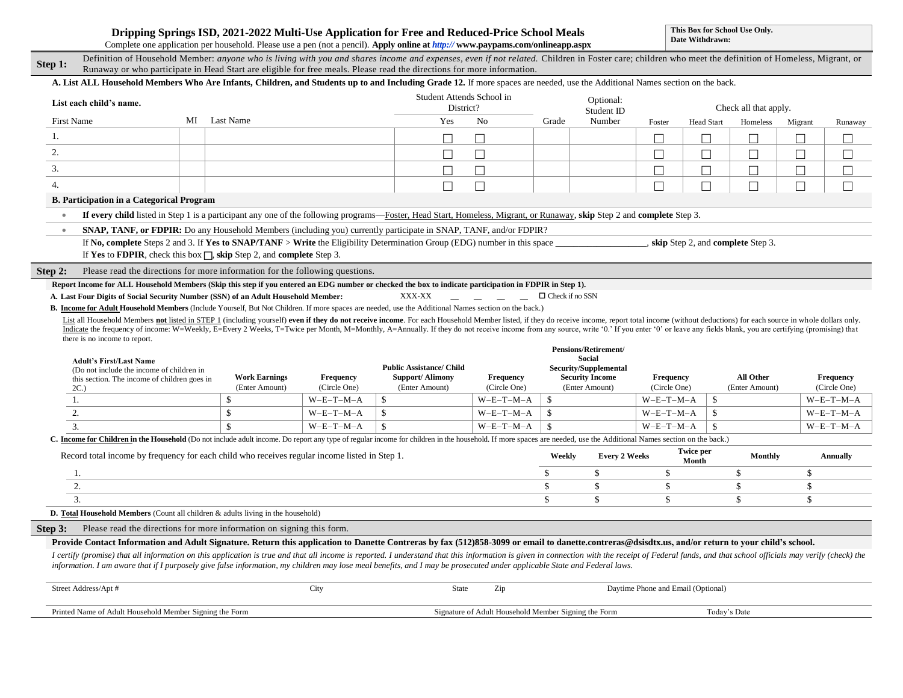# Dripping Springs ISD, 2021-2022 Multi-Use Application for Free and Reduced-Price School Meals

Complete one application per household. Please use a pen (not a pencil). **Apply online at** ***http://*** **www.paypams.com/onlineapp.aspx**

**This Box for School Use Only.**
**Date Withdrawn:**

## Step 1:

Definition of Household Member: *anyone who is living with you and shares income and expenses, even if not related.* Children in Foster care; children who meet the definition of Homeless, Migrant, or Runaway or who participate in Head Start are eligible for free meals. Please read the directions for more information.

**A. List ALL Household Members Who Are Infants, Children, and Students up to and Including Grade 12.** If more spaces are needed, use the Additional Names section on the back.

| List each child's name. | | | Student Attends School in District? | | | Optional: Student ID | Check all that apply. | | | | |
|---|---|---|---|---|---|---|---|---|---|---|---|
| First Name | MI | Last Name | Yes | No | Grade | Number | Foster | Head Start | Homeless | Migrant | Runaway |
| 1. | | | ☐ | ☐ | | | ☐ | ☐ | ☐ | ☐ | ☐ |
| 2. | | | ☐ | ☐ | | | ☐ | ☐ | ☐ | ☐ | ☐ |
| 3. | | | ☐ | ☐ | | | ☐ | ☐ | ☐ | ☐ | ☐ |
| 4. | | | ☐ | ☐ | | | ☐ | ☐ | ☐ | ☐ | ☐ |

**B. Participation in a Categorical Program**

- **If every child** listed in Step 1 is a participant any one of the following programs—Foster, Head Start, Homeless, Migrant, or Runaway, **skip** Step 2 and **complete** Step 3.
- **SNAP, TANF, or FDPIR:** Do any Household Members (including you) currently participate in SNAP, TANF, and/or FDPIR?

  If **No, complete** Steps 2 and 3. If **Yes to SNAP/TANF** > **Write** the Eligibility Determination Group (EDG) number in this space ___________________, **skip** Step 2, and **complete** Step 3.

  If **Yes** to **FDPIR**, check this box ☐, **skip** Step 2, and **complete** Step 3.

## Step 2:

Please read the directions for more information for the following questions.

**Report Income for ALL Household Members (Skip this step if you entered an EDG number or checked the box to indicate participation in FDPIR in Step 1).**

**A. Last Four Digits of Social Security Number (SSN) of an Adult Household Member:** XXX-XX __ __ __ __ ☐ Check if no SSN

**B. Income for Adult Household Members** (Include Yourself, But Not Children. If more spaces are needed, use the Additional Names section on the back.)

List all Household Members **not** listed in STEP 1 (including yourself) **even if they do not receive income**. For each Household Member listed, if they do receive income, report total income (without deductions) for each source in whole dollars only. Indicate the frequency of income: W=Weekly, E=Every 2 Weeks, T=Twice per Month, M=Monthly, A=Annually. If they do not receive income from any source, write '0.' If you enter '0' or leave any fields blank, you are certifying (promising) that there is no income to report.

| **Adult's First/Last Name** (Do not include the income of children in this section. The income of children goes in 2C.) | **Work Earnings** (Enter Amount) | **Frequency** (Circle One) | **Public Assistance/ Child Support/ Alimony** (Enter Amount) | **Frequency** (Circle One) | **Pensions/Retirement/ Social Security/Supplemental Security Income** (Enter Amount) | **Frequency** (Circle One) | **All Other** (Enter Amount) | **Frequency** (Circle One) |
|---|---|---|---|---|---|---|---|---|
| 1. | $ | W–E–T–M–A | $ | W–E–T–M–A | $ | W–E–T–M–A | $ | W–E–T–M–A |
| 2. | $ | W–E–T–M–A | $ | W–E–T–M–A | $ | W–E–T–M–A | $ | W–E–T–M–A |
| 3. | $ | W–E–T–M–A | $ | W–E–T–M–A | $ | W–E–T–M–A | $ | W–E–T–M–A |

**C. Income for Children in the Household** (Do not include adult income. Do report any type of regular income for children in the household. If more spaces are needed, use the Additional Names section on the back.)

| Record total income by frequency for each child who receives regular income listed in Step 1. | **Weekly** | **Every 2 Weeks** | **Twice per Month** | **Monthly** | **Annually** |
|---|---|---|---|---|---|
| 1. | $ | $ | $ | $ | $ |
| 2. | $ | $ | $ | $ | $ |
| 3. | $ | $ | $ | $ | $ |

**D. Total Household Members** (Count all children & adults living in the household)

## Step 3:

Please read the directions for more information on signing this form.

**Provide Contact Information and Adult Signature. Return this application to Danette Contreras by fax (512)858-3099 or email to danette.contreras@dsisdtx.us, and/or return to your child's school.**

*I certify (promise) that all information on this application is true and that all income is reported. I understand that this information is given in connection with the receipt of Federal funds, and that school officials may verify (check) the information. I am aware that if I purposely give false information, my children may lose meal benefits, and I may be prosecuted under applicable State and Federal laws.*

| Street Address/Apt # | City | State | Zip | Daytime Phone and Email (Optional) |
|---|---|---|---|---|
| | | | | |

| Printed Name of Adult Household Member Signing the Form | Signature of Adult Household Member Signing the Form | Today's Date |
|---|---|---|
| | | |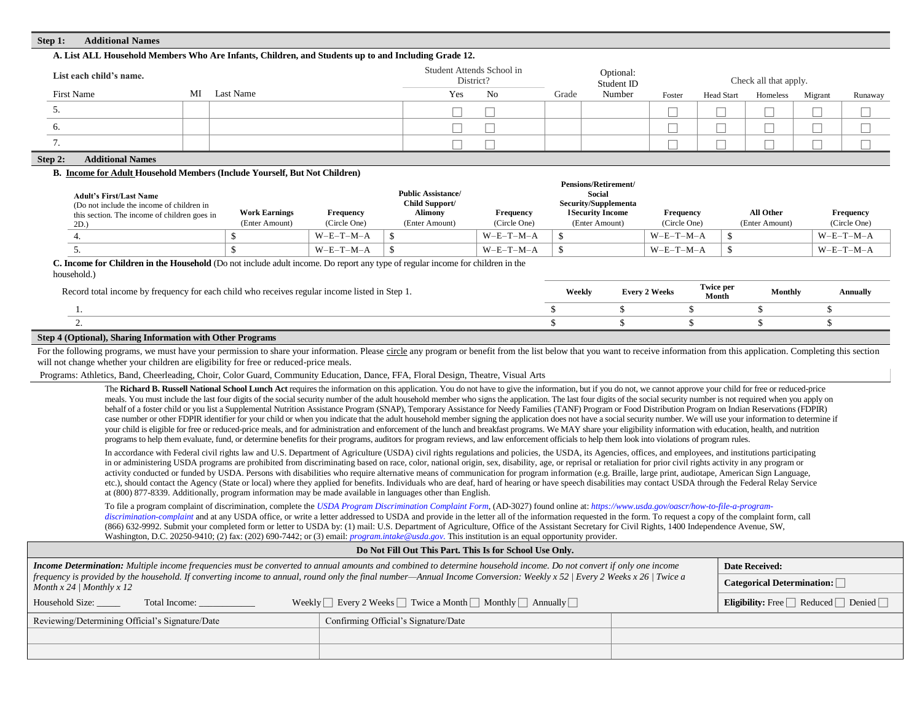**Step 1: Additional Names**

**A. List ALL Household Members Who Are Infants, Children, and Students up to and Including Grade 12.**

| List each child's name. | | | Student Attends School in District? | | | Optional: Student ID | Check all that apply. | | | | |
|---|---|---|---|---|---|---|---|---|---|---|---|
| First Name | MI | Last Name | Yes | No | Grade | Number | Foster | Head Start | Homeless | Migrant | Runaway |
| 5. | | | ☐ | ☐ | | | ☐ | ☐ | ☐ | ☐ | ☐ |
| 6. | | | ☐ | ☐ | | | ☐ | ☐ | ☐ | ☐ | ☐ |
| 7. | | | ☐ | ☐ | | | ☐ | ☐ | ☐ | ☐ | ☐ |

**Step 2: Additional Names**

**B. Income for Adult Household Members (Include Yourself, But Not Children)**

| **Adult's First/Last Name** (Do not include the income of children in this section. The income of children goes in 2D.) | **Work Earnings** (Enter Amount) | **Frequency** (Circle One) | **Public Assistance/ Child Support/ Alimony** (Enter Amount) | **Frequency** (Circle One) | **Pensions/Retirement/ Social Security/Supplemental Security Income** (Enter Amount) | **Frequency** (Circle One) | **All Other** (Enter Amount) | **Frequency** (Circle One) |
|---|---|---|---|---|---|---|---|---|
| 4. | $ | W–E–T–M–A | $ | W–E–T–M–A | $ | W–E–T–M–A | $ | W–E–T–M–A |
| 5. | $ | W–E–T–M–A | $ | W–E–T–M–A | $ | W–E–T–M–A | $ | W–E–T–M–A |

**C. Income for Children in the Household** (Do not include adult income. Do report any type of regular income for children in the household.)

| Record total income by frequency for each child who receives regular income listed in Step 1. | **Weekly** | **Every 2 Weeks** | **Twice per Month** | **Monthly** | **Annually** |
|---|---|---|---|---|---|
| 1. | $ | $ | $ | $ | $ |
| 2. | $ | $ | $ | $ | $ |

**Step 4 (Optional), Sharing Information with Other Programs**

For the following programs, we must have your permission to share your information. Please circle any program or benefit from the list below that you want to receive information from this application. Completing this section will not change whether your children are eligibility for free or reduced-price meals.

Programs: Athletics, Band, Cheerleading, Choir, Color Guard, Community Education, Dance, FFA, Floral Design, Theatre, Visual Arts

The **Richard B. Russell National School Lunch Act** requires the information on this application. You do not have to give the information, but if you do not, we cannot approve your child for free or reduced-price meals. You must include the last four digits of the social security number of the adult household member who signs the application. The last four digits of the social security number is not required when you apply on behalf of a foster child or you list a Supplemental Nutrition Assistance Program (SNAP), Temporary Assistance for Needy Families (TANF) Program or Food Distribution Program on Indian Reservations (FDPIR) case number or other FDPIR identifier for your child or when you indicate that the adult household member signing the application does not have a social security number. We will use your information to determine if your child is eligible for free or reduced-price meals, and for administration and enforcement of the lunch and breakfast programs. We MAY share your eligibility information with education, health, and nutrition programs to help them evaluate, fund, or determine benefits for their programs, auditors for program reviews, and law enforcement officials to help them look into violations of program rules.

In accordance with Federal civil rights law and U.S. Department of Agriculture (USDA) civil rights regulations and policies, the USDA, its Agencies, offices, and employees, and institutions participating in or administering USDA programs are prohibited from discriminating based on race, color, national origin, sex, disability, age, or reprisal or retaliation for prior civil rights activity in any program or activity conducted or funded by USDA. Persons with disabilities who require alternative means of communication for program information (e.g. Braille, large print, audiotape, American Sign Language, etc.), should contact the Agency (State or local) where they applied for benefits. Individuals who are deaf, hard of hearing or have speech disabilities may contact USDA through the Federal Relay Service at (800) 877-8339. Additionally, program information may be made available in languages other than English.

To file a program complaint of discrimination, complete the *USDA Program Discrimination Complaint Form*, (AD-3027) found online at: *https://www.usda.gov/oascr/how-to-file-a-program-discrimination-complaint* and at any USDA office, or write a letter addressed to USDA and provide in the letter all of the information requested in the form. To request a copy of the complaint form, call (866) 632-9992. Submit your completed form or letter to USDA by: (1) mail: U.S. Department of Agriculture, Office of the Assistant Secretary for Civil Rights, 1400 Independence Avenue, SW, Washington, D.C. 20250-9410; (2) fax: (202) 690-7442; or (3) email: *program.intake@usda.gov*. This institution is an equal opportunity provider.

**Do Not Fill Out This Part. This Is for School Use Only.**

| | |
|---|---|
| ***Income Determination:*** *Multiple income frequencies must be converted to annual amounts and combined to determine household income. Do not convert if only one income frequency is provided by the household. If converting income to annual, round only the final number—Annual Income Conversion: Weekly x 52 \| Every 2 Weeks x 26 \| Twice a Month x 24 \| Monthly x 12* | **Date Received:** |
| | **Categorical Determination:** ☐ |
| Household Size: _____ Total Income: ___________ Weekly ☐ Every 2 Weeks ☐ Twice a Month ☐ Monthly ☐ Annually ☐ | **Eligibility:** Free ☐ Reduced ☐ Denied ☐ |

| Reviewing/Determining Official's Signature/Date | Confirming Official's Signature/Date | |
|---|---|---|
| | | |
| | | |